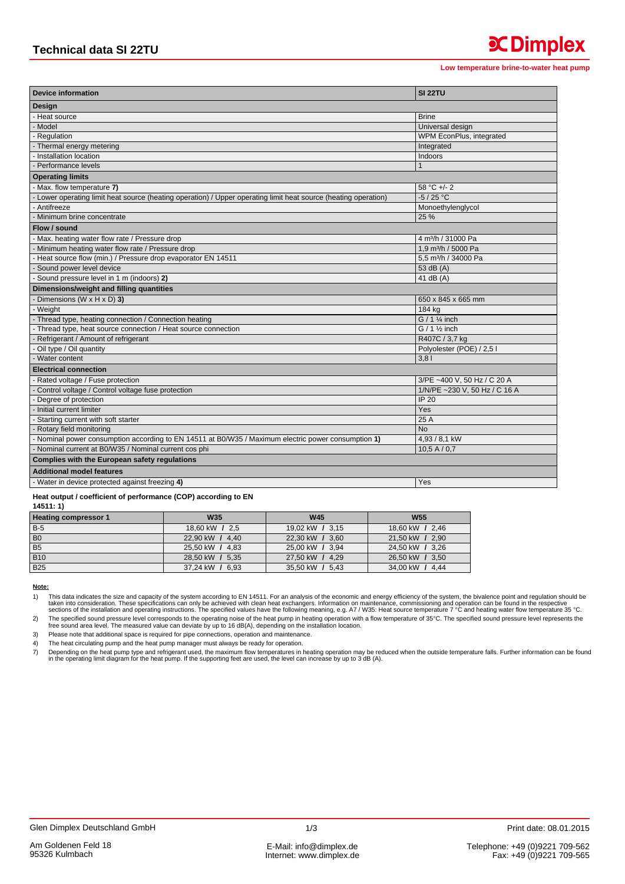# Technical data SI 22TU

**Low temperature brine-to-water heat pump**

| **Device information** | **SI 22TU** |
|---|---|
| **Design** | |
| - Heat source | Brine |
| - Model | Universal design |
| - Regulation | WPM EconPlus, integrated |
| - Thermal energy metering | Integrated |
| - Installation location | Indoors |
| - Performance levels | 1 |
| **Operating limits** | |
| - Max. flow temperature **7)** | 58 °C +/- 2 |
| - Lower operating limit heat source (heating operation) / Upper operating limit heat source (heating operation) | -5 / 25 °C |
| - Antifreeze | Monoethylenglycol |
| - Minimum brine concentrate | 25 % |
| **Flow / sound** | |
| - Max. heating water flow rate / Pressure drop | 4 m³/h / 31000 Pa |
| - Minimum heating water flow rate / Pressure drop | 1,9 m³/h / 5000 Pa |
| - Heat source flow (min.) / Pressure drop evaporator EN 14511 | 5,5 m³/h / 34000 Pa |
| - Sound power level device | 53 dB (A) |
| - Sound pressure level in 1 m (indoors) **2)** | 41 dB (A) |
| **Dimensions/weight and filling quantities** | |
| - Dimensions (W x H x D) **3)** | 650 x 845 x 665 mm |
| - Weight | 184 kg |
| - Thread type, heating connection / Connection heating | G / 1 ¼ inch |
| - Thread type, heat source connection / Heat source connection | G / 1 ½ inch |
| - Refrigerant / Amount of refrigerant | R407C / 3,7 kg |
| - Oil type / Oil quantity | Polyolester (POE) / 2,5 l |
| - Water content | 3,8 l |
| **Electrical connection** | |
| - Rated voltage / Fuse protection | 3/PE ~400 V, 50 Hz / C 20 A |
| - Control voltage / Control voltage fuse protection | 1/N/PE ~230 V, 50 Hz / C 16 A |
| - Degree of protection | IP 20 |
| - Initial current limiter | Yes |
| - Starting current with soft starter | 25 A |
| - Rotary field monitoring | No |
| - Nominal power consumption according to EN 14511 at B0/W35 / Maximum electric power consumption **1)** | 4,93 / 8,1 kW |
| - Nominal current at B0/W35 / Nominal current cos phi | 10,5 A / 0,7 |
| **Complies with the European safety regulations** | |
| **Additional model features** | |
| - Water in device protected against freezing **4)** | Yes |

**Heat output / coefficient of performance (COP) according to EN 14511: 1)**

| **Heating compressor 1** | **W35** | **W45** | **W55** |
|---|---|---|---|
| B-5 | 18,60 kW / 2,5 | 19,02 kW / 3,15 | 18,60 kW / 2,46 |
| B0 | 22,90 kW / 4,40 | 22,30 kW / 3,60 | 21,50 kW / 2,90 |
| B5 | 25,50 kW / 4,83 | 25,00 kW / 3,94 | 24,50 kW / 3,26 |
| B10 | 28,50 kW / 5,35 | 27,50 kW / 4,29 | 26,50 kW / 3,50 |
| B25 | 37,24 kW / 6,93 | 35,50 kW / 5,43 | 34,00 kW / 4,44 |

**Note:**

1) This data indicates the size and capacity of the system according to EN 14511. For an analysis of the economic and energy efficiency of the system, the bivalence point and regulation should be taken into consideration. These specifications can only be achieved with clean heat exchangers. Information on maintenance, commissioning and operation can be found in the respective sections of the installation and operating instructions. The specified values have the following meaning, e.g. A7 / W35: Heat source temperature 7 °C and heating water flow temperature 35 °C.

2) The specified sound pressure level corresponds to the operating noise of the heat pump in heating operation with a flow temperature of 35°C. The specified sound pressure level represents the free sound area level. The measured value can deviate by up to 16 dB(A), depending on the installation location.

3) Please note that additional space is required for pipe connections, operation and maintenance.

4) The heat circulating pump and the heat pump manager must always be ready for operation.

7) Depending on the heat pump type and refrigerant used, the maximum flow temperatures in heating operation may be reduced when the outside temperature falls. Further information can be found in the operating limit diagram for the heat pump. If the supporting feet are used, the level can increase by up to 3 dB (A).

Glen Dimplex Deutschland GmbH
Am Goldenen Feld 18
95326 Kulmbach

E-Mail: info@dimplex.de
Internet: www.dimplex.de

Print date: 08.01.2015
Telephone: +49 (0)9221 709-562
Fax: +49 (0)9221 709-565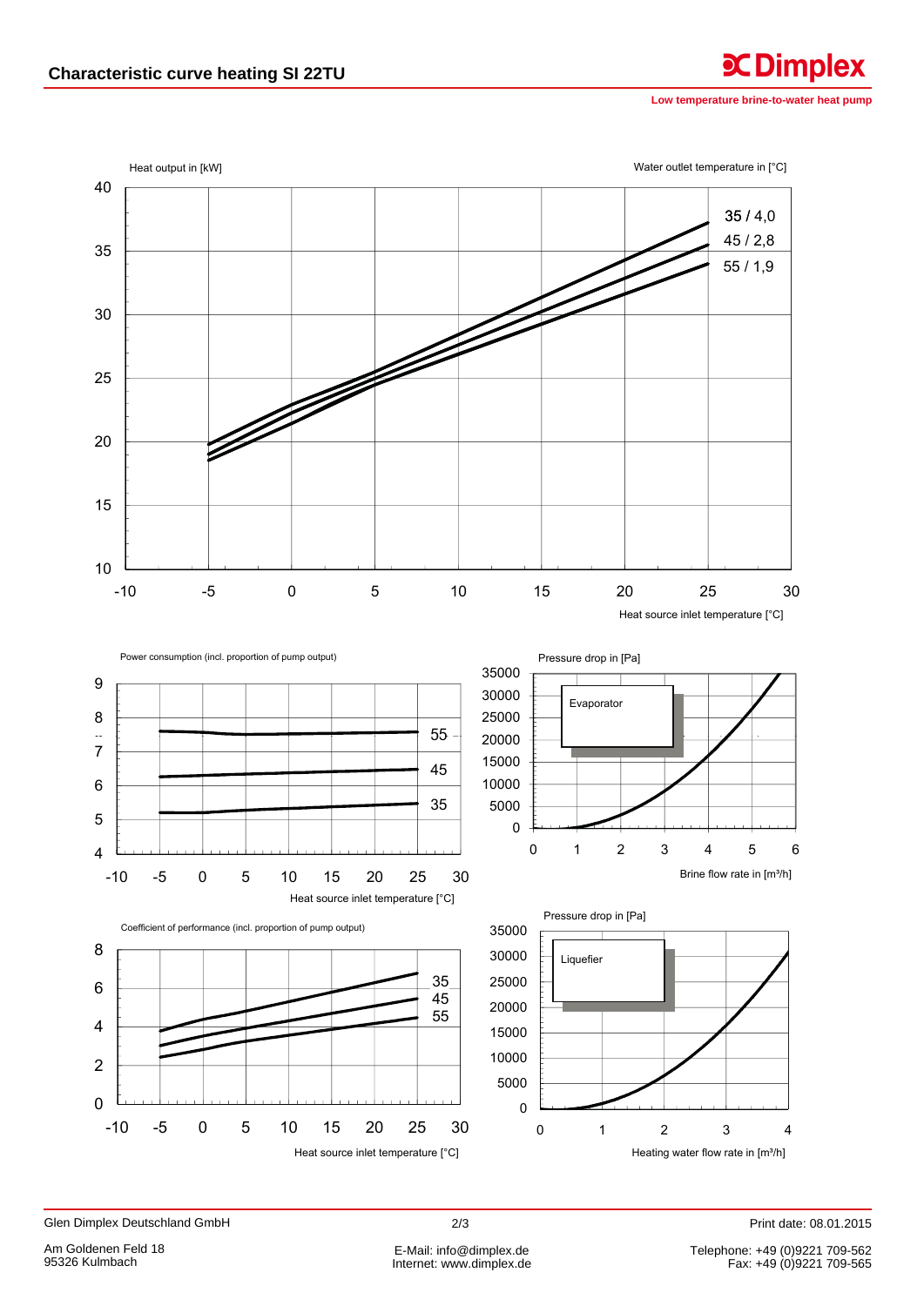# Characteristic curve heating SI 22TU

Low temperature brine-to-water heat pump

Heat output in [kW]

Water outlet temperature in [°C]

35 / 4,0
45 / 2,8
55 / 1,9

Heat source inlet temperature [°C]

Power consumption (incl. proportion of pump output)

55
45
35

Heat source inlet temperature [°C]

Pressure drop in [Pa]

Evaporator

Brine flow rate in [m³/h]

Coefficient of performance (incl. proportion of pump output)

35
45
55

Heat source inlet temperature [°C]

Pressure drop in [Pa]

Liquefier

Heating water flow rate in [m³/h]

Glen Dimplex Deutschland GmbH

Print date: 08.01.2015

Am Goldenen Feld 18
95326 Kulmbach

E-Mail: info@dimplex.de
Internet: www.dimplex.de

Telephone: +49 (0)9221 709-562
Fax: +49 (0)9221 709-565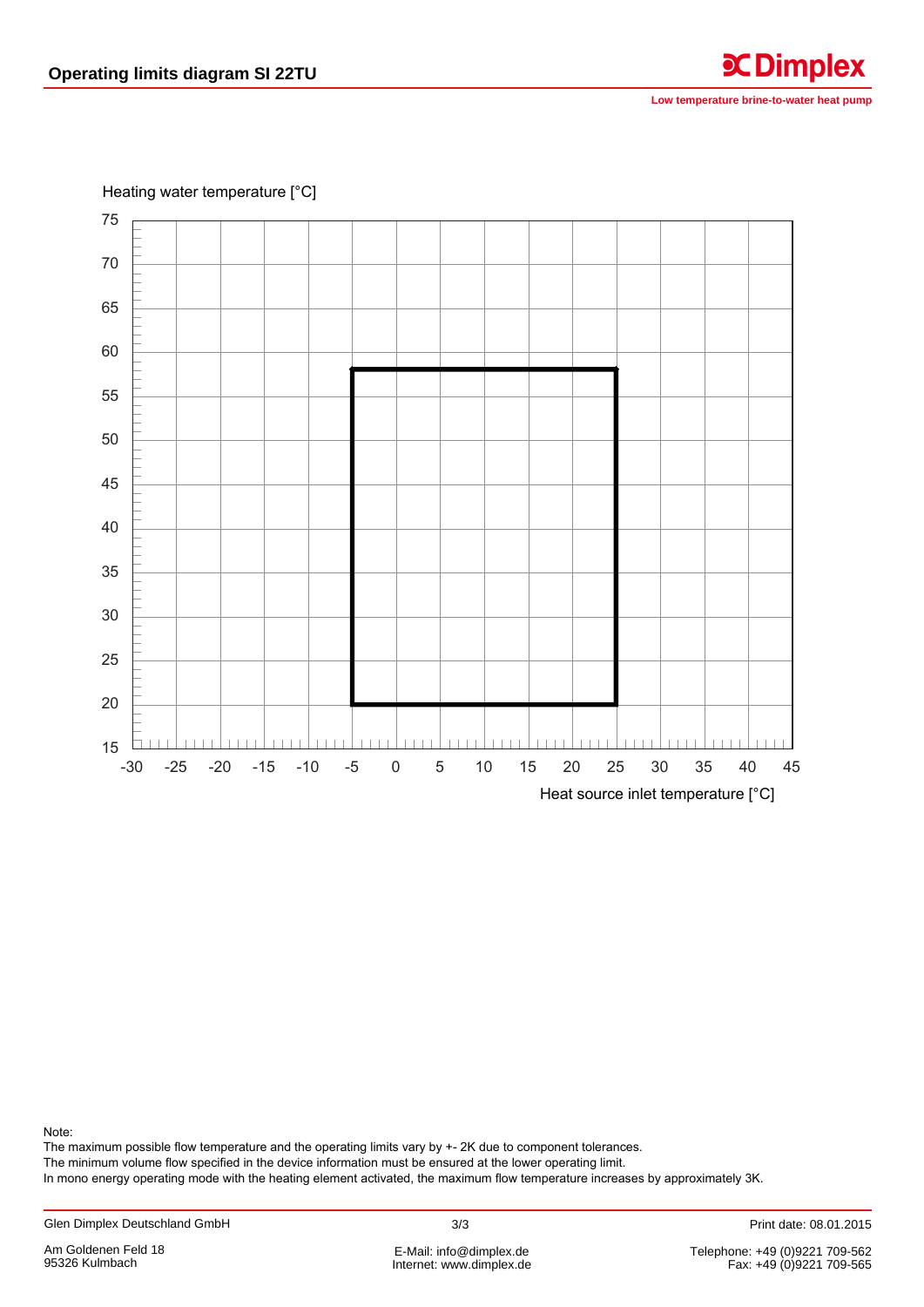# Operating limits diagram SI 22TU

Low temperature brine-to-water heat pump

Heating water temperature [°C]

75
70
65
60
55
50
45
40
35
30
25
20
15

-30 -25 -20 -15 -10 -5 0 5 10 15 20 25 30 35 40 45

Heat source inlet temperature [°C]

Note:
The maximum possible flow temperature and the operating limits vary by +- 2K due to component tolerances.
The minimum volume flow specified in the device information must be ensured at the lower operating limit.
In mono energy operating mode with the heating element activated, the maximum flow temperature increases by approximately 3K.

Glen Dimplex Deutschland GmbH
Print date: 08.01.2015

Am Goldenen Feld 18
95326 Kulmbach

E-Mail: info@dimplex.de
Internet: www.dimplex.de

Telephone: +49 (0)9221 709-562
Fax: +49 (0)9221 709-565